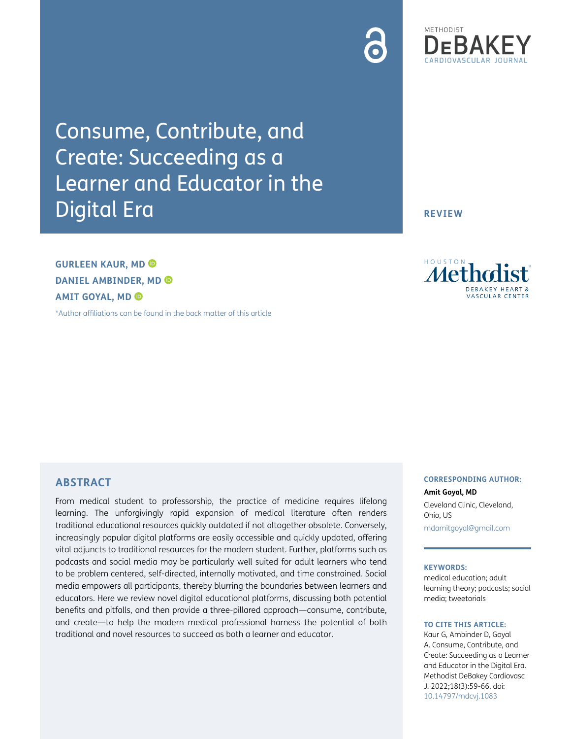# Consume, Contribute, and Create: Succeeding as a Learner and Educator in the Digital Era

**REVIEW**

**GURLEEN KAUR, MD**
**DANIEL AMBINDER, MD**
**AMIT GOYAL, MD**

*Author affiliations can be found in the back matter of this article

## ABSTRACT

From medical student to professorship, the practice of medicine requires lifelong learning. The unforgivingly rapid expansion of medical literature often renders traditional educational resources quickly outdated if not altogether obsolete. Conversely, increasingly popular digital platforms are easily accessible and quickly updated, offering vital adjuncts to traditional resources for the modern student. Further, platforms such as podcasts and social media may be particularly well suited for adult learners who tend to be problem centered, self-directed, internally motivated, and time constrained. Social media empowers all participants, thereby blurring the boundaries between learners and educators. Here we review novel digital educational platforms, discussing both potential benefits and pitfalls, and then provide a three-pillared approach—consume, contribute, and create—to help the modern medical professional harness the potential of both traditional and novel resources to succeed as both a learner and educator.

**CORRESPONDING AUTHOR:**

**Amit Goyal, MD**

Cleveland Clinic, Cleveland, Ohio, US

mdamitgoyal@gmail.com

**KEYWORDS:**

medical education; adult learning theory; podcasts; social media; tweetorials

**TO CITE THIS ARTICLE:**

Kaur G, Ambinder D, Goyal A. Consume, Contribute, and Create: Succeeding as a Learner and Educator in the Digital Era. Methodist DeBakey Cardiovasc J. 2022;18(3):59-66. doi: 10.14797/mdcvj.1083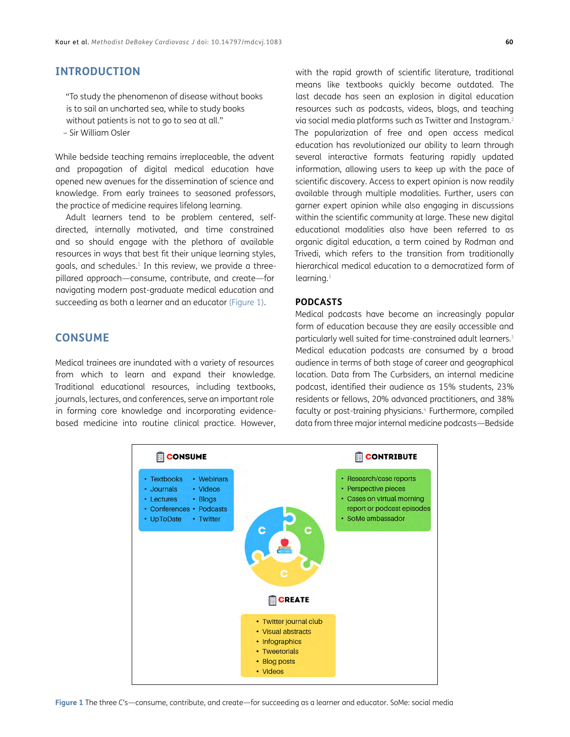## INTRODUCTION

> "To study the phenomenon of disease without books is to sail an uncharted sea, while to study books without patients is not to go to sea at all."
> – Sir William Osler

While bedside teaching remains irreplaceable, the advent and propagation of digital medical education have opened new avenues for the dissemination of science and knowledge. From early trainees to seasoned professors, the practice of medicine requires lifelong learning.

Adult learners tend to be problem centered, self-directed, internally motivated, and time constrained and so should engage with the plethora of available resources in ways that best fit their unique learning styles, goals, and schedules.[1] In this review, we provide a three-pillared approach—consume, contribute, and create—for navigating modern post-graduate medical education and succeeding as both a learner and an educator (Figure 1).

## CONSUME

Medical trainees are inundated with a variety of resources from which to learn and expand their knowledge. Traditional educational resources, including textbooks, journals, lectures, and conferences, serve an important role in forming core knowledge and incorporating evidence-based medicine into routine clinical practice. However, with the rapid growth of scientific literature, traditional means like textbooks quickly become outdated. The last decade has seen an explosion in digital education resources such as podcasts, videos, blogs, and teaching via social media platforms such as Twitter and Instagram.[2] The popularization of free and open access medical education has revolutionized our ability to learn through several interactive formats featuring rapidly updated information, allowing users to keep up with the pace of scientific discovery. Access to expert opinion is now readily available through multiple modalities. Further, users can garner expert opinion while also engaging in discussions within the scientific community at large. These new digital educational modalities also have been referred to as organic digital education, a term coined by Rodman and Trivedi, which refers to the transition from traditionally hierarchical medical education to a democratized form of learning.[3]

### PODCASTS

Medical podcasts have become an increasingly popular form of education because they are easily accessible and particularly well suited for time-constrained adult learners.[3] Medical education podcasts are consumed by a broad audience in terms of both stage of career and geographical location. Data from The Curbsiders, an internal medicine podcast, identified their audience as 15% students, 23% residents or fellows, 20% advanced practitioners, and 38% faculty or post-training physicians.[4] Furthermore, compiled data from three major internal medicine podcasts—Bedside

**CONSUME**
- Textbooks
- Journals
- Lectures
- Conferences
- UpToDate
- Webinars
- Videos
- Blogs
- Podcasts
- Twitter

**CONTRIBUTE**
- Research/case reports
- Perspective pieces
- Cases on virtual morning report or podcast episodes
- SoMe ambassador

**CREATE**
- Twitter journal club
- Visual abstracts
- Infographics
- Tweetorials
- Blog posts
- Videos

**Figure 1** The three C's—consume, contribute, and create—for succeeding as a learner and educator. SoMe: social media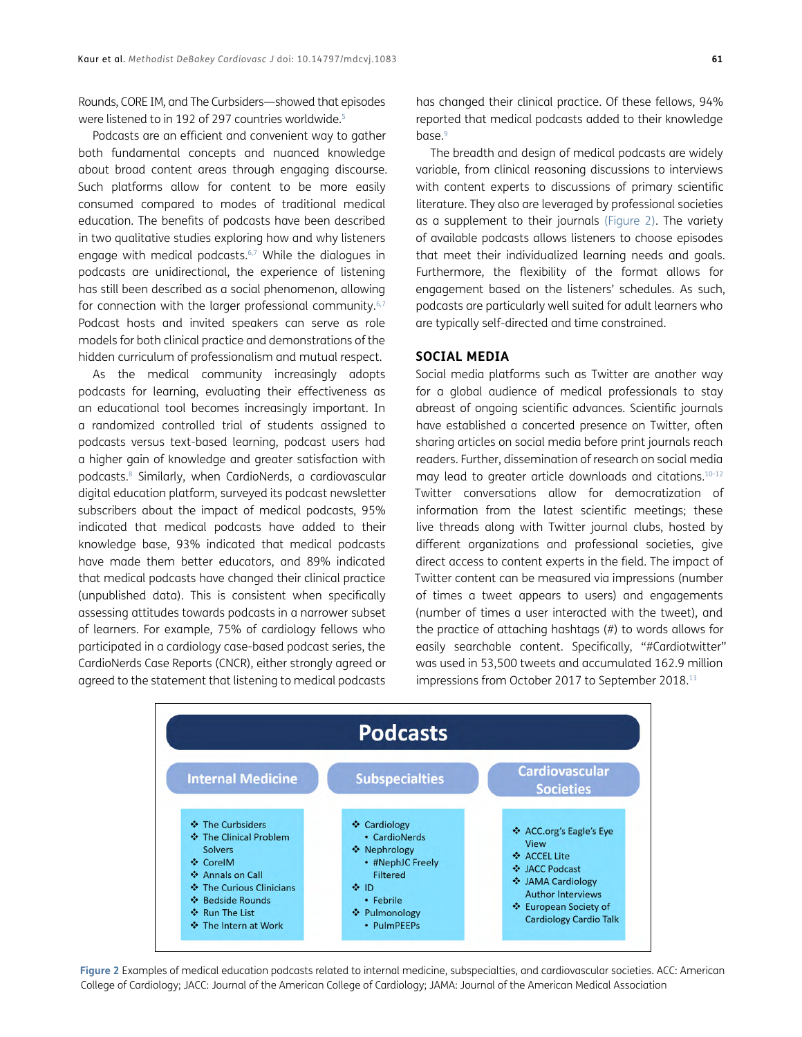Rounds, CORE IM, and The Curbsiders—showed that episodes were listened to in 192 of 297 countries worldwide.[5]

Podcasts are an efficient and convenient way to gather both fundamental concepts and nuanced knowledge about broad content areas through engaging discourse. Such platforms allow for content to be more easily consumed compared to modes of traditional medical education. The benefits of podcasts have been described in two qualitative studies exploring how and why listeners engage with medical podcasts.[6,7] While the dialogues in podcasts are unidirectional, the experience of listening has still been described as a social phenomenon, allowing for connection with the larger professional community.[6,7] Podcast hosts and invited speakers can serve as role models for both clinical practice and demonstrations of the hidden curriculum of professionalism and mutual respect.

As the medical community increasingly adopts podcasts for learning, evaluating their effectiveness as an educational tool becomes increasingly important. In a randomized controlled trial of students assigned to podcasts versus text-based learning, podcast users had a higher gain of knowledge and greater satisfaction with podcasts.[8] Similarly, when CardioNerds, a cardiovascular digital education platform, surveyed its podcast newsletter subscribers about the impact of medical podcasts, 95% indicated that medical podcasts have added to their knowledge base, 93% indicated that medical podcasts have made them better educators, and 89% indicated that medical podcasts have changed their clinical practice (unpublished data). This is consistent when specifically assessing attitudes towards podcasts in a narrower subset of learners. For example, 75% of cardiology fellows who participated in a cardiology case-based podcast series, the CardioNerds Case Reports (CNCR), either strongly agreed or agreed to the statement that listening to medical podcasts has changed their clinical practice. Of these fellows, 94% reported that medical podcasts added to their knowledge base.[9]

The breadth and design of medical podcasts are widely variable, from clinical reasoning discussions to interviews with content experts to discussions of primary scientific literature. They also are leveraged by professional societies as a supplement to their journals (Figure 2). The variety of available podcasts allows listeners to choose episodes that meet their individualized learning needs and goals. Furthermore, the flexibility of the format allows for engagement based on the listeners' schedules. As such, podcasts are particularly well suited for adult learners who are typically self-directed and time constrained.

## SOCIAL MEDIA

Social media platforms such as Twitter are another way for a global audience of medical professionals to stay abreast of ongoing scientific advances. Scientific journals have established a concerted presence on Twitter, often sharing articles on social media before print journals reach readers. Further, dissemination of research on social media may lead to greater article downloads and citations.[10-12] Twitter conversations allow for democratization of information from the latest scientific meetings; these live threads along with Twitter journal clubs, hosted by different organizations and professional societies, give direct access to content experts in the field. The impact of Twitter content can be measured via impressions (number of times a tweet appears to users) and engagements (number of times a user interacted with the tweet), and the practice of attaching hashtags (#) to words allows for easily searchable content. Specifically, "#Cardiotwitter" was used in 53,500 tweets and accumulated 162.9 million impressions from October 2017 to September 2018.[13]

**Podcasts**

| Internal Medicine | Subspecialties | Cardiovascular Societies |
|---|---|---|
| ❖ The Curbsiders<br>❖ The Clinical Problem Solvers<br>❖ CoreIM<br>❖ Annals on Call<br>❖ The Curious Clinicians<br>❖ Bedside Rounds<br>❖ Run The List<br>❖ The Intern at Work | ❖ Cardiology<br>• CardioNerds<br>❖ Nephrology<br>• #NephJC Freely Filtered<br>❖ ID<br>• Febrile<br>❖ Pulmonology<br>• PulmPEEPs | ❖ ACC.org's Eagle's Eye View<br>❖ ACCEL Lite<br>❖ JACC Podcast<br>❖ JAMA Cardiology Author Interviews<br>❖ European Society of Cardiology Cardio Talk |

**Figure 2** Examples of medical education podcasts related to internal medicine, subspecialties, and cardiovascular societies. ACC: American College of Cardiology; JACC: Journal of the American College of Cardiology; JAMA: Journal of the American Medical Association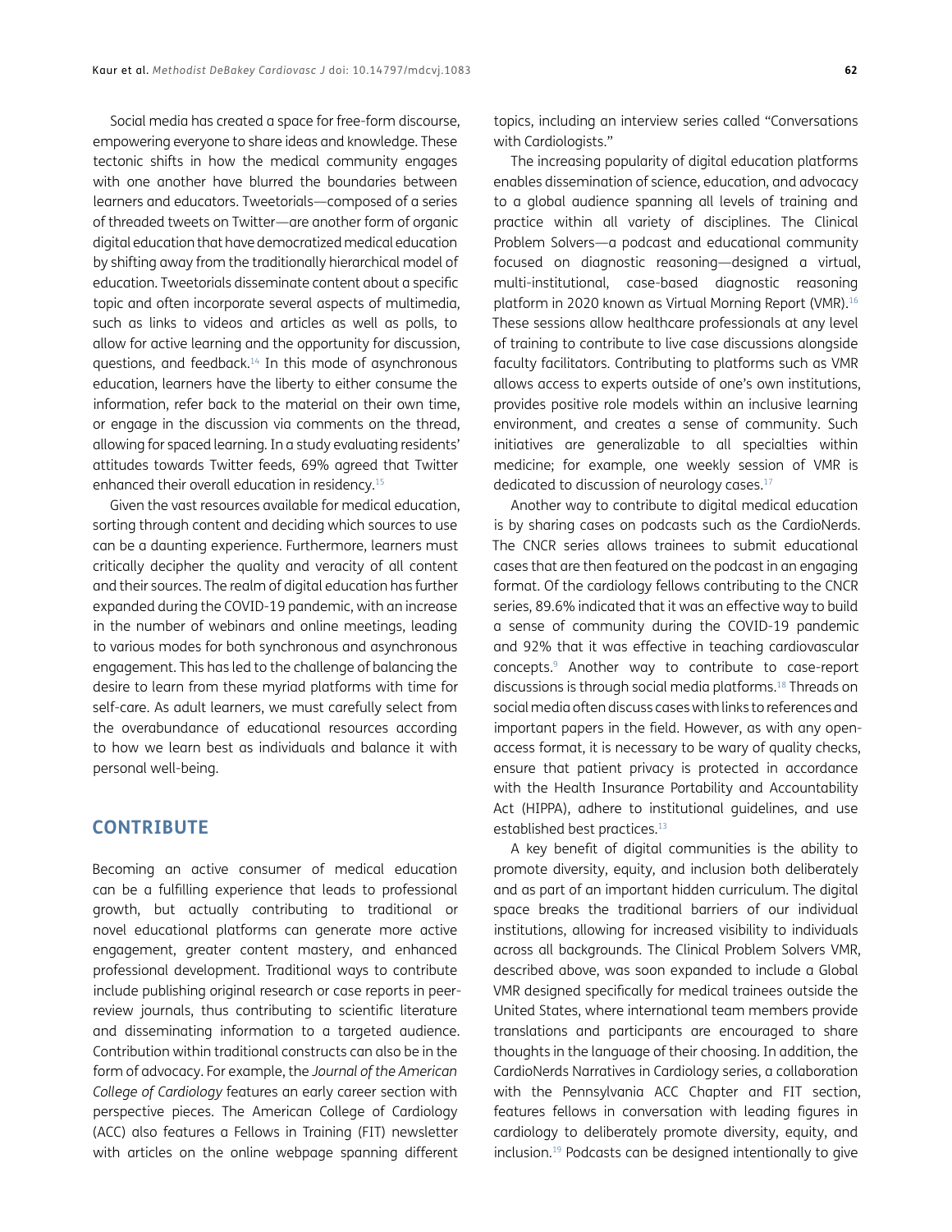Social media has created a space for free-form discourse, empowering everyone to share ideas and knowledge. These tectonic shifts in how the medical community engages with one another have blurred the boundaries between learners and educators. Tweetorials—composed of a series of threaded tweets on Twitter—are another form of organic digital education that have democratized medical education by shifting away from the traditionally hierarchical model of education. Tweetorials disseminate content about a specific topic and often incorporate several aspects of multimedia, such as links to videos and articles as well as polls, to allow for active learning and the opportunity for discussion, questions, and feedback.[14] In this mode of asynchronous education, learners have the liberty to either consume the information, refer back to the material on their own time, or engage in the discussion via comments on the thread, allowing for spaced learning. In a study evaluating residents' attitudes towards Twitter feeds, 69% agreed that Twitter enhanced their overall education in residency.[15]

Given the vast resources available for medical education, sorting through content and deciding which sources to use can be a daunting experience. Furthermore, learners must critically decipher the quality and veracity of all content and their sources. The realm of digital education has further expanded during the COVID-19 pandemic, with an increase in the number of webinars and online meetings, leading to various modes for both synchronous and asynchronous engagement. This has led to the challenge of balancing the desire to learn from these myriad platforms with time for self-care. As adult learners, we must carefully select from the overabundance of educational resources according to how we learn best as individuals and balance it with personal well-being.

## CONTRIBUTE

Becoming an active consumer of medical education can be a fulfilling experience that leads to professional growth, but actually contributing to traditional or novel educational platforms can generate more active engagement, greater content mastery, and enhanced professional development. Traditional ways to contribute include publishing original research or case reports in peer-review journals, thus contributing to scientific literature and disseminating information to a targeted audience. Contribution within traditional constructs can also be in the form of advocacy. For example, the *Journal of the American College of Cardiology* features an early career section with perspective pieces. The American College of Cardiology (ACC) also features a Fellows in Training (FIT) newsletter with articles on the online webpage spanning different topics, including an interview series called "Conversations with Cardiologists."

The increasing popularity of digital education platforms enables dissemination of science, education, and advocacy to a global audience spanning all levels of training and practice within all variety of disciplines. The Clinical Problem Solvers—a podcast and educational community focused on diagnostic reasoning—designed a virtual, multi-institutional, case-based diagnostic reasoning platform in 2020 known as Virtual Morning Report (VMR).[16] These sessions allow healthcare professionals at any level of training to contribute to live case discussions alongside faculty facilitators. Contributing to platforms such as VMR allows access to experts outside of one's own institutions, provides positive role models within an inclusive learning environment, and creates a sense of community. Such initiatives are generalizable to all specialties within medicine; for example, one weekly session of VMR is dedicated to discussion of neurology cases.[17]

Another way to contribute to digital medical education is by sharing cases on podcasts such as the CardioNerds. The CNCR series allows trainees to submit educational cases that are then featured on the podcast in an engaging format. Of the cardiology fellows contributing to the CNCR series, 89.6% indicated that it was an effective way to build a sense of community during the COVID-19 pandemic and 92% that it was effective in teaching cardiovascular concepts.[9] Another way to contribute to case-report discussions is through social media platforms.[18] Threads on social media often discuss cases with links to references and important papers in the field. However, as with any open-access format, it is necessary to be wary of quality checks, ensure that patient privacy is protected in accordance with the Health Insurance Portability and Accountability Act (HIPPA), adhere to institutional guidelines, and use established best practices.[13]

A key benefit of digital communities is the ability to promote diversity, equity, and inclusion both deliberately and as part of an important hidden curriculum. The digital space breaks the traditional barriers of our individual institutions, allowing for increased visibility to individuals across all backgrounds. The Clinical Problem Solvers VMR, described above, was soon expanded to include a Global VMR designed specifically for medical trainees outside the United States, where international team members provide translations and participants are encouraged to share thoughts in the language of their choosing. In addition, the CardioNerds Narratives in Cardiology series, a collaboration with the Pennsylvania ACC Chapter and FIT section, features fellows in conversation with leading figures in cardiology to deliberately promote diversity, equity, and inclusion.[19] Podcasts can be designed intentionally to give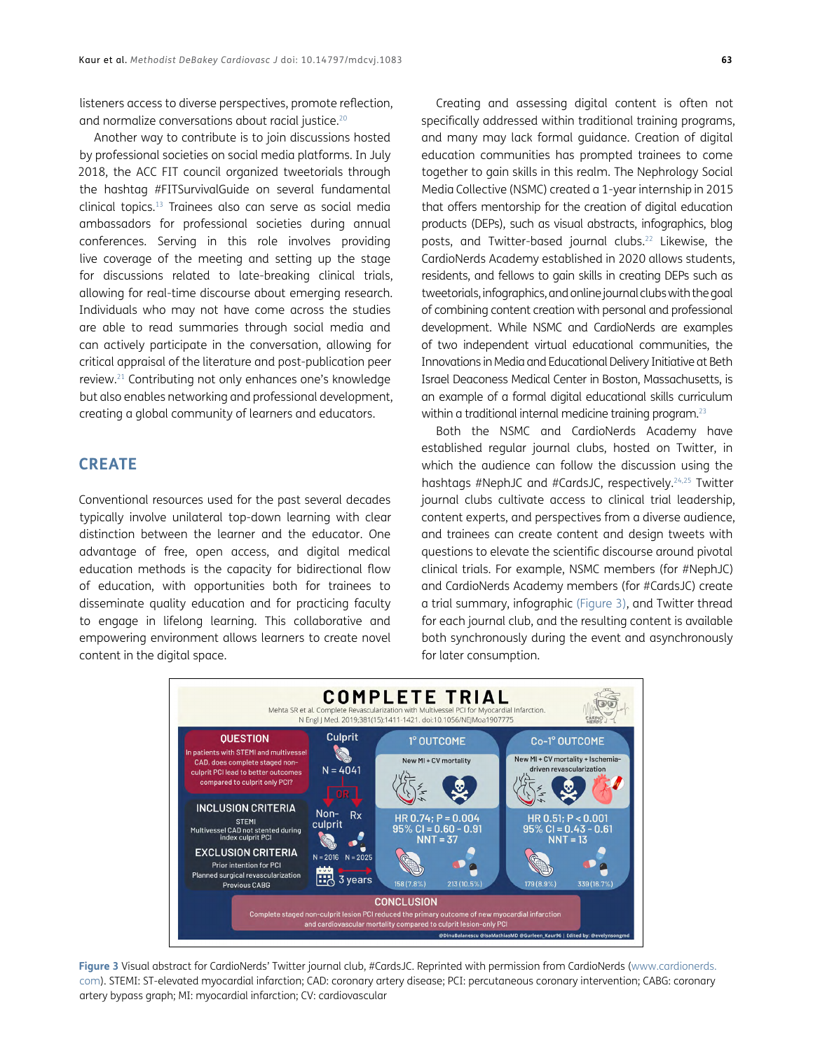listeners access to diverse perspectives, promote reflection, and normalize conversations about racial justice.[20]

Another way to contribute is to join discussions hosted by professional societies on social media platforms. In July 2018, the ACC FIT council organized tweetorials through the hashtag #FITSurvivalGuide on several fundamental clinical topics.[13] Trainees also can serve as social media ambassadors for professional societies during annual conferences. Serving in this role involves providing live coverage of the meeting and setting up the stage for discussions related to late-breaking clinical trials, allowing for real-time discourse about emerging research. Individuals who may not have come across the studies are able to read summaries through social media and can actively participate in the conversation, allowing for critical appraisal of the literature and post-publication peer review.[21] Contributing not only enhances one's knowledge but also enables networking and professional development, creating a global community of learners and educators.

## CREATE

Conventional resources used for the past several decades typically involve unilateral top-down learning with clear distinction between the learner and the educator. One advantage of free, open access, and digital medical education methods is the capacity for bidirectional flow of education, with opportunities both for trainees to disseminate quality education and for practicing faculty to engage in lifelong learning. This collaborative and empowering environment allows learners to create novel content in the digital space.

Creating and assessing digital content is often not specifically addressed within traditional training programs, and many may lack formal guidance. Creation of digital education communities has prompted trainees to come together to gain skills in this realm. The Nephrology Social Media Collective (NSMC) created a 1-year internship in 2015 that offers mentorship for the creation of digital education products (DEPs), such as visual abstracts, infographics, blog posts, and Twitter-based journal clubs.[22] Likewise, the CardioNerds Academy established in 2020 allows students, residents, and fellows to gain skills in creating DEPs such as tweetorials, infographics, and online journal clubs with the goal of combining content creation with personal and professional development. While NSMC and CardioNerds are examples of two independent virtual educational communities, the Innovations in Media and Educational Delivery Initiative at Beth Israel Deaconess Medical Center in Boston, Massachusetts, is an example of a formal digital educational skills curriculum within a traditional internal medicine training program.[23]

Both the NSMC and CardioNerds Academy have established regular journal clubs, hosted on Twitter, in which the audience can follow the discussion using the hashtags #NephJC and #CardsJC, respectively.[24,25] Twitter journal clubs cultivate access to clinical trial leadership, content experts, and perspectives from a diverse audience, and trainees can create content and design tweets with questions to elevate the scientific discourse around pivotal clinical trials. For example, NSMC members (for #NephJC) and CardioNerds Academy members (for #CardsJC) create a trial summary, infographic (Figure 3), and Twitter thread for each journal club, and the resulting content is available both synchronously during the event and asynchronously for later consumption.

**Figure 3** Visual abstract for CardioNerds' Twitter journal club, #CardsJC. Reprinted with permission from CardioNerds (www.cardionerds.com). STEMI: ST-elevated myocardial infarction; CAD: coronary artery disease; PCI: percutaneous coronary intervention; CABG: coronary artery bypass graph; MI: myocardial infarction; CV: cardiovascular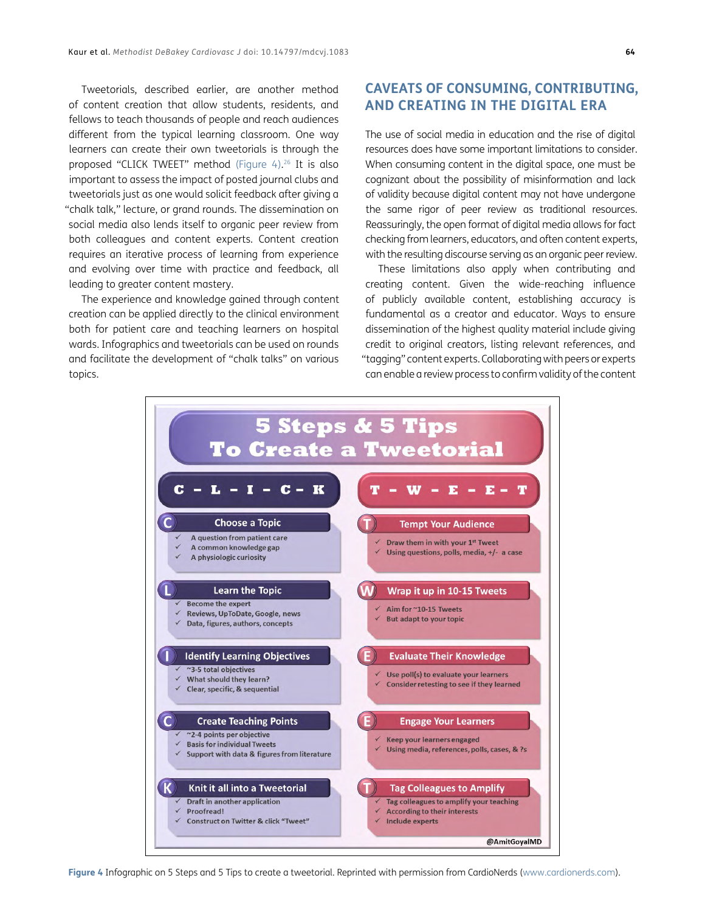Tweetorials, described earlier, are another method of content creation that allow students, residents, and fellows to teach thousands of people and reach audiences different from the typical learning classroom. One way learners can create their own tweetorials is through the proposed "CLICK TWEET" method (Figure 4).[26] It is also important to assess the impact of posted journal clubs and tweetorials just as one would solicit feedback after giving a "chalk talk," lecture, or grand rounds. The dissemination on social media also lends itself to organic peer review from both colleagues and content experts. Content creation requires an iterative process of learning from experience and evolving over time with practice and feedback, all leading to greater content mastery.

The experience and knowledge gained through content creation can be applied directly to the clinical environment both for patient care and teaching learners on hospital wards. Infographics and tweetorials can be used on rounds and facilitate the development of "chalk talks" on various topics.

## CAVEATS OF CONSUMING, CONTRIBUTING, AND CREATING IN THE DIGITAL ERA

The use of social media in education and the rise of digital resources does have some important limitations to consider. When consuming content in the digital space, one must be cognizant about the possibility of misinformation and lack of validity because digital content may not have undergone the same rigor of peer review as traditional resources. Reassuringly, the open format of digital media allows for fact checking from learners, educators, and often content experts, with the resulting discourse serving as an organic peer review.

These limitations also apply when contributing and creating content. Given the wide-reaching influence of publicly available content, establishing accuracy is fundamental as a creator and educator. Ways to ensure dissemination of the highest quality material include giving credit to original creators, listing relevant references, and "tagging" content experts. Collaborating with peers or experts can enable a review process to confirm validity of the content

**5 Steps & 5 Tips To Create a Tweetorial**

**C – L – I – C – K**

**C – Choose a Topic**
- ✓ A question from patient care
- ✓ A common knowledge gap
- ✓ A physiologic curiosity

**L – Learn the Topic**
- ✓ Become the expert
- ✓ Reviews, UpToDate, Google, news
- ✓ Data, figures, authors, concepts

**I – Identify Learning Objectives**
- ✓ ~3-5 total objectives
- ✓ What should they learn?
- ✓ Clear, specific, & sequential

**C – Create Teaching Points**
- ✓ ~2-4 points per objective
- ✓ Basis for individual Tweets
- ✓ Support with data & figures from literature

**K – Knit it all into a Tweetorial**
- ✓ Draft in another application
- ✓ Proofread!
- ✓ Construct on Twitter & click "Tweet"

**T – W – E – E – T**

**T – Tempt Your Audience**
- ✓ Draw them in with your 1st Tweet
- ✓ Using questions, polls, media, +/- a case

**W – Wrap it up in 10-15 Tweets**
- ✓ Aim for ~10-15 Tweets
- ✓ But adapt to your topic

**E – Evaluate Their Knowledge**
- ✓ Use poll(s) to evaluate your learners
- ✓ Consider retesting to see if they learned

**E – Engage Your Learners**
- ✓ Keep your learners engaged
- ✓ Using media, references, polls, cases, & ?s

**T – Tag Colleagues to Amplify**
- ✓ Tag colleagues to amplify your teaching
- ✓ According to their interests
- ✓ Include experts

@AmitGoyalMD

**Figure 4** Infographic on 5 Steps and 5 Tips to create a tweetorial. Reprinted with permission from CardioNerds (www.cardionerds.com).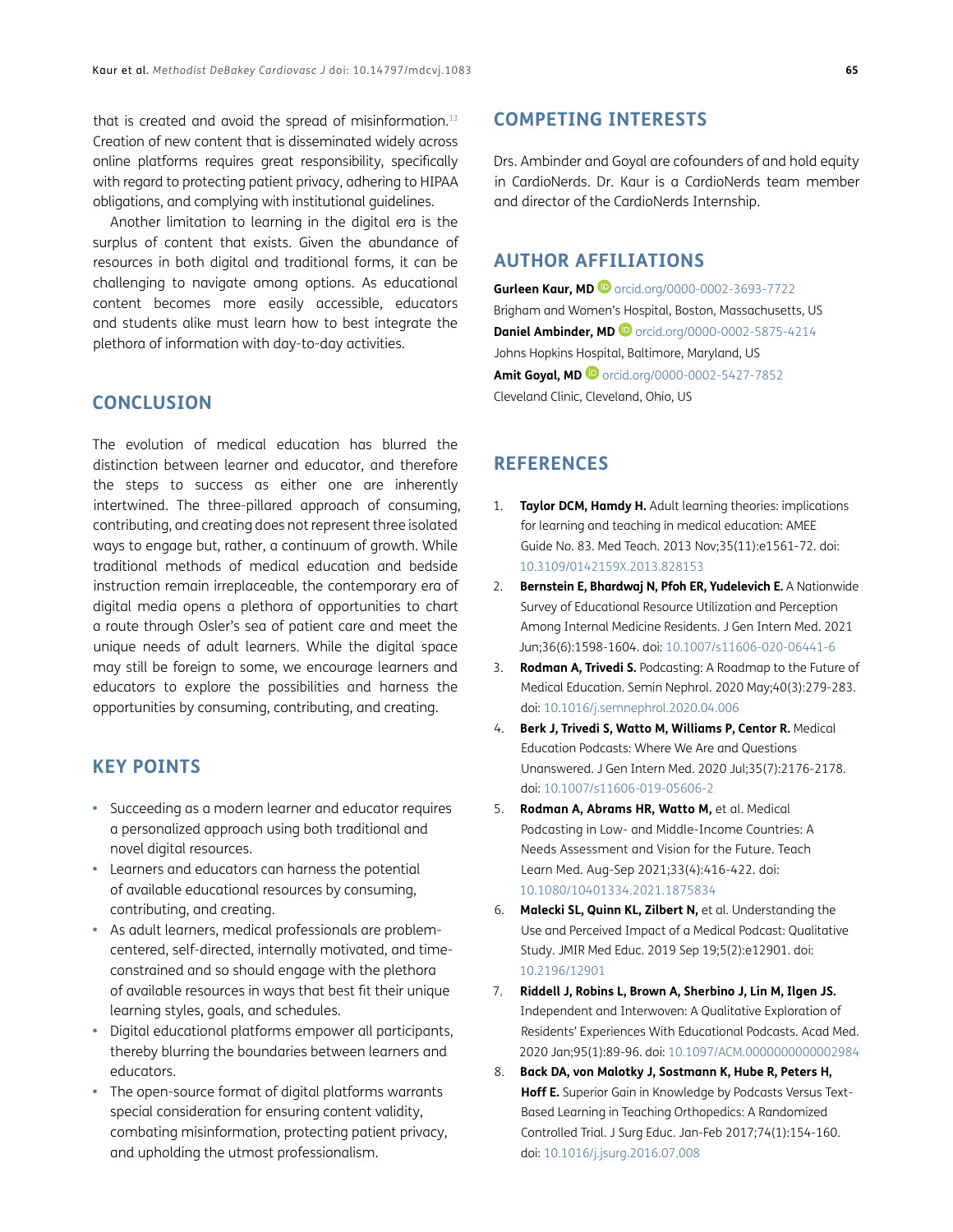that is created and avoid the spread of misinformation.[13] Creation of new content that is disseminated widely across online platforms requires great responsibility, specifically with regard to protecting patient privacy, adhering to HIPAA obligations, and complying with institutional guidelines.

Another limitation to learning in the digital era is the surplus of content that exists. Given the abundance of resources in both digital and traditional forms, it can be challenging to navigate among options. As educational content becomes more easily accessible, educators and students alike must learn how to best integrate the plethora of information with day-to-day activities.

## CONCLUSION

The evolution of medical education has blurred the distinction between learner and educator, and therefore the steps to success as either one are inherently intertwined. The three-pillared approach of consuming, contributing, and creating does not represent three isolated ways to engage but, rather, a continuum of growth. While traditional methods of medical education and bedside instruction remain irreplaceable, the contemporary era of digital media opens a plethora of opportunities to chart a route through Osler's sea of patient care and meet the unique needs of adult learners. While the digital space may still be foreign to some, we encourage learners and educators to explore the possibilities and harness the opportunities by consuming, contributing, and creating.

## KEY POINTS

- Succeeding as a modern learner and educator requires a personalized approach using both traditional and novel digital resources.
- Learners and educators can harness the potential of available educational resources by consuming, contributing, and creating.
- As adult learners, medical professionals are problem-centered, self-directed, internally motivated, and time-constrained and so should engage with the plethora of available resources in ways that best fit their unique learning styles, goals, and schedules.
- Digital educational platforms empower all participants, thereby blurring the boundaries between learners and educators.
- The open-source format of digital platforms warrants special consideration for ensuring content validity, combating misinformation, protecting patient privacy, and upholding the utmost professionalism.

## COMPETING INTERESTS

Drs. Ambinder and Goyal are cofounders of and hold equity in CardioNerds. Dr. Kaur is a CardioNerds team member and director of the CardioNerds Internship.

## AUTHOR AFFILIATIONS

**Gurleen Kaur, MD** orcid.org/0000-0002-3693-7722
Brigham and Women's Hospital, Boston, Massachusetts, US

**Daniel Ambinder, MD** orcid.org/0000-0002-5875-4214
Johns Hopkins Hospital, Baltimore, Maryland, US

**Amit Goyal, MD** orcid.org/0000-0002-5427-7852
Cleveland Clinic, Cleveland, Ohio, US

## REFERENCES

1. **Taylor DCM, Hamdy H.** Adult learning theories: implications for learning and teaching in medical education: AMEE Guide No. 83. Med Teach. 2013 Nov;35(11):e1561-72. doi: 10.3109/0142159X.2013.828153
2. **Bernstein E, Bhardwaj N, Pfoh ER, Yudelevich E.** A Nationwide Survey of Educational Resource Utilization and Perception Among Internal Medicine Residents. J Gen Intern Med. 2021 Jun;36(6):1598-1604. doi: 10.1007/s11606-020-06441-6
3. **Rodman A, Trivedi S.** Podcasting: A Roadmap to the Future of Medical Education. Semin Nephrol. 2020 May;40(3):279-283. doi: 10.1016/j.semnephrol.2020.04.006
4. **Berk J, Trivedi S, Watto M, Williams P, Centor R.** Medical Education Podcasts: Where We Are and Questions Unanswered. J Gen Intern Med. 2020 Jul;35(7):2176-2178. doi: 10.1007/s11606-019-05606-2
5. **Rodman A, Abrams HR, Watto M,** et al. Medical Podcasting in Low- and Middle-Income Countries: A Needs Assessment and Vision for the Future. Teach Learn Med. Aug-Sep 2021;33(4):416-422. doi: 10.1080/10401334.2021.1875834
6. **Malecki SL, Quinn KL, Zilbert N,** et al. Understanding the Use and Perceived Impact of a Medical Podcast: Qualitative Study. JMIR Med Educ. 2019 Sep 19;5(2):e12901. doi: 10.2196/12901
7. **Riddell J, Robins L, Brown A, Sherbino J, Lin M, Ilgen JS.** Independent and Interwoven: A Qualitative Exploration of Residents' Experiences With Educational Podcasts. Acad Med. 2020 Jan;95(1):89-96. doi: 10.1097/ACM.0000000000002984
8. **Back DA, von Malotky J, Sostmann K, Hube R, Peters H, Hoff E.** Superior Gain in Knowledge by Podcasts Versus Text-Based Learning in Teaching Orthopedics: A Randomized Controlled Trial. J Surg Educ. Jan-Feb 2017;74(1):154-160. doi: 10.1016/j.jsurg.2016.07.008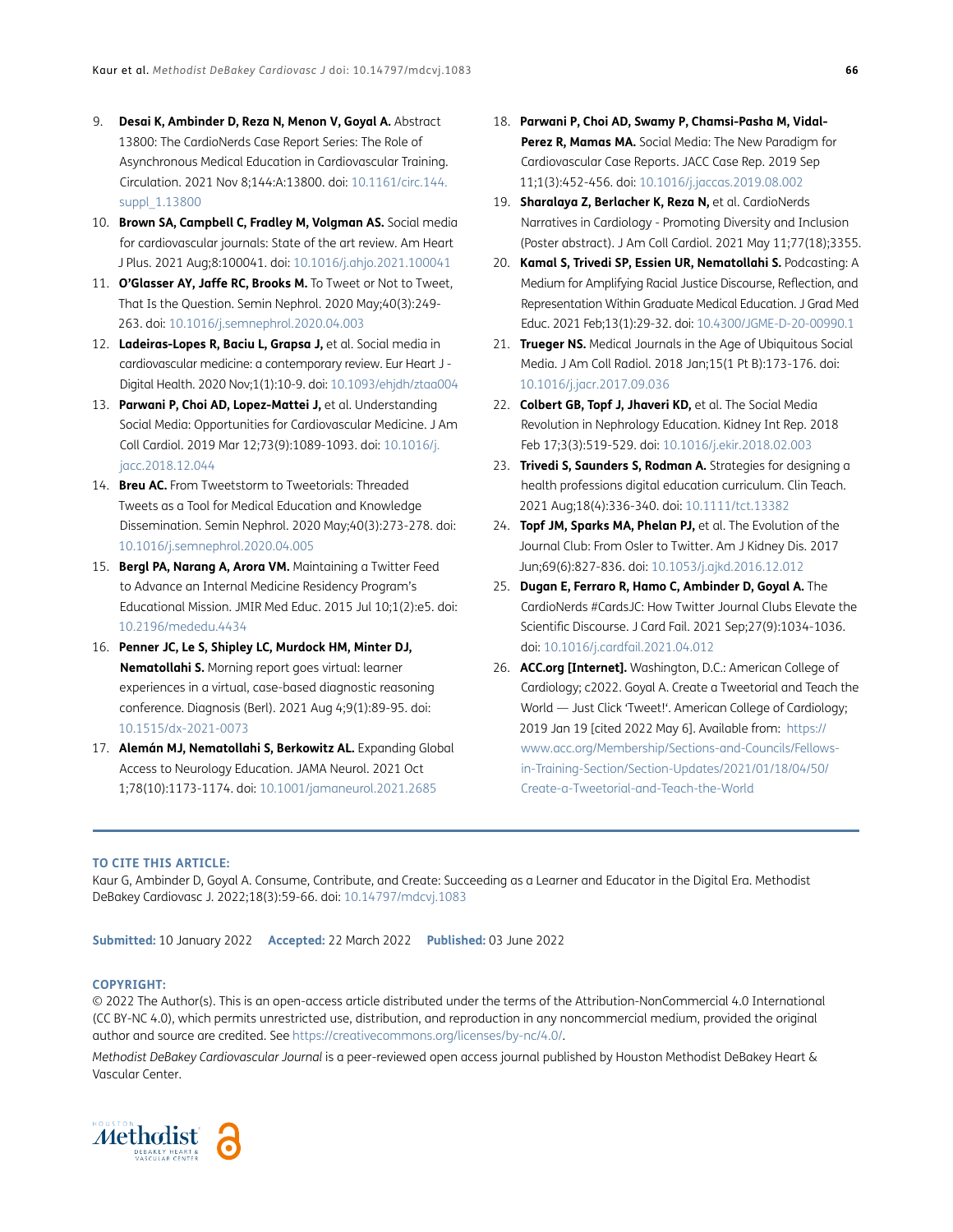9. **Desai K, Ambinder D, Reza N, Menon V, Goyal A.** Abstract 13800: The CardioNerds Case Report Series: The Role of Asynchronous Medical Education in Cardiovascular Training. Circulation. 2021 Nov 8;144:A:13800. doi: 10.1161/circ.144.suppl_1.13800
10. **Brown SA, Campbell C, Fradley M, Volgman AS.** Social media for cardiovascular journals: State of the art review. Am Heart J Plus. 2021 Aug;8:100041. doi: 10.1016/j.ahjo.2021.100041
11. **O'Glasser AY, Jaffe RC, Brooks M.** To Tweet or Not to Tweet, That Is the Question. Semin Nephrol. 2020 May;40(3):249-263. doi: 10.1016/j.semnephrol.2020.04.003
12. **Ladeiras-Lopes R, Baciu L, Grapsa J,** et al. Social media in cardiovascular medicine: a contemporary review. Eur Heart J - Digital Health. 2020 Nov;1(1):10-9. doi: 10.1093/ehjdh/ztaa004
13. **Parwani P, Choi AD, Lopez-Mattei J,** et al. Understanding Social Media: Opportunities for Cardiovascular Medicine. J Am Coll Cardiol. 2019 Mar 12;73(9):1089-1093. doi: 10.1016/j.jacc.2018.12.044
14. **Breu AC.** From Tweetstorm to Tweetorials: Threaded Tweets as a Tool for Medical Education and Knowledge Dissemination. Semin Nephrol. 2020 May;40(3):273-278. doi: 10.1016/j.semnephrol.2020.04.005
15. **Bergl PA, Narang A, Arora VM.** Maintaining a Twitter Feed to Advance an Internal Medicine Residency Program's Educational Mission. JMIR Med Educ. 2015 Jul 10;1(2):e5. doi: 10.2196/mededu.4434
16. **Penner JC, Le S, Shipley LC, Murdock HM, Minter DJ, Nematollahi S.** Morning report goes virtual: learner experiences in a virtual, case-based diagnostic reasoning conference. Diagnosis (Berl). 2021 Aug 4;9(1):89-95. doi: 10.1515/dx-2021-0073
17. **Alemán MJ, Nematollahi S, Berkowitz AL.** Expanding Global Access to Neurology Education. JAMA Neurol. 2021 Oct 1;78(10):1173-1174. doi: 10.1001/jamaneurol.2021.2685
18. **Parwani P, Choi AD, Swamy P, Chamsi-Pasha M, Vidal-Perez R, Mamas MA.** Social Media: The New Paradigm for Cardiovascular Case Reports. JACC Case Rep. 2019 Sep 11;1(3):452-456. doi: 10.1016/j.jaccas.2019.08.002
19. **Sharalaya Z, Berlacher K, Reza N,** et al. CardioNerds Narratives in Cardiology - Promoting Diversity and Inclusion (Poster abstract). J Am Coll Cardiol. 2021 May 11;77(18);3355.
20. **Kamal S, Trivedi SP, Essien UR, Nematollahi S.** Podcasting: A Medium for Amplifying Racial Justice Discourse, Reflection, and Representation Within Graduate Medical Education. J Grad Med Educ. 2021 Feb;13(1):29-32. doi: 10.4300/JGME-D-20-00990.1
21. **Trueger NS.** Medical Journals in the Age of Ubiquitous Social Media. J Am Coll Radiol. 2018 Jan;15(1 Pt B):173-176. doi: 10.1016/j.jacr.2017.09.036
22. **Colbert GB, Topf J, Jhaveri KD,** et al. The Social Media Revolution in Nephrology Education. Kidney Int Rep. 2018 Feb 17;3(3):519-529. doi: 10.1016/j.ekir.2018.02.003
23. **Trivedi S, Saunders S, Rodman A.** Strategies for designing a health professions digital education curriculum. Clin Teach. 2021 Aug;18(4):336-340. doi: 10.1111/tct.13382
24. **Topf JM, Sparks MA, Phelan PJ,** et al. The Evolution of the Journal Club: From Osler to Twitter. Am J Kidney Dis. 2017 Jun;69(6):827-836. doi: 10.1053/j.ajkd.2016.12.012
25. **Dugan E, Ferraro R, Hamo C, Ambinder D, Goyal A.** The CardioNerds #CardsJC: How Twitter Journal Clubs Elevate the Scientific Discourse. J Card Fail. 2021 Sep;27(9):1034-1036. doi: 10.1016/j.cardfail.2021.04.012
26. **ACC.org [Internet].** Washington, D.C.: American College of Cardiology; c2022. Goyal A. Create a Tweetorial and Teach the World — Just Click 'Tweet!'. American College of Cardiology; 2019 Jan 19 [cited 2022 May 6]. Available from: https://www.acc.org/Membership/Sections-and-Councils/Fellows-in-Training-Section/Section-Updates/2021/01/18/04/50/Create-a-Tweetorial-and-Teach-the-World

**TO CITE THIS ARTICLE:**

Kaur G, Ambinder D, Goyal A. Consume, Contribute, and Create: Succeeding as a Learner and Educator in the Digital Era. Methodist DeBakey Cardiovasc J. 2022;18(3):59-66. doi: 10.14797/mdcvj.1083

**Submitted:** 10 January 2022 **Accepted:** 22 March 2022 **Published:** 03 June 2022

**COPYRIGHT:**

© 2022 The Author(s). This is an open-access article distributed under the terms of the Attribution-NonCommercial 4.0 International (CC BY-NC 4.0), which permits unrestricted use, distribution, and reproduction in any noncommercial medium, provided the original author and source are credited. See https://creativecommons.org/licenses/by-nc/4.0/.

*Methodist DeBakey Cardiovascular Journal* is a peer-reviewed open access journal published by Houston Methodist DeBakey Heart & Vascular Center.